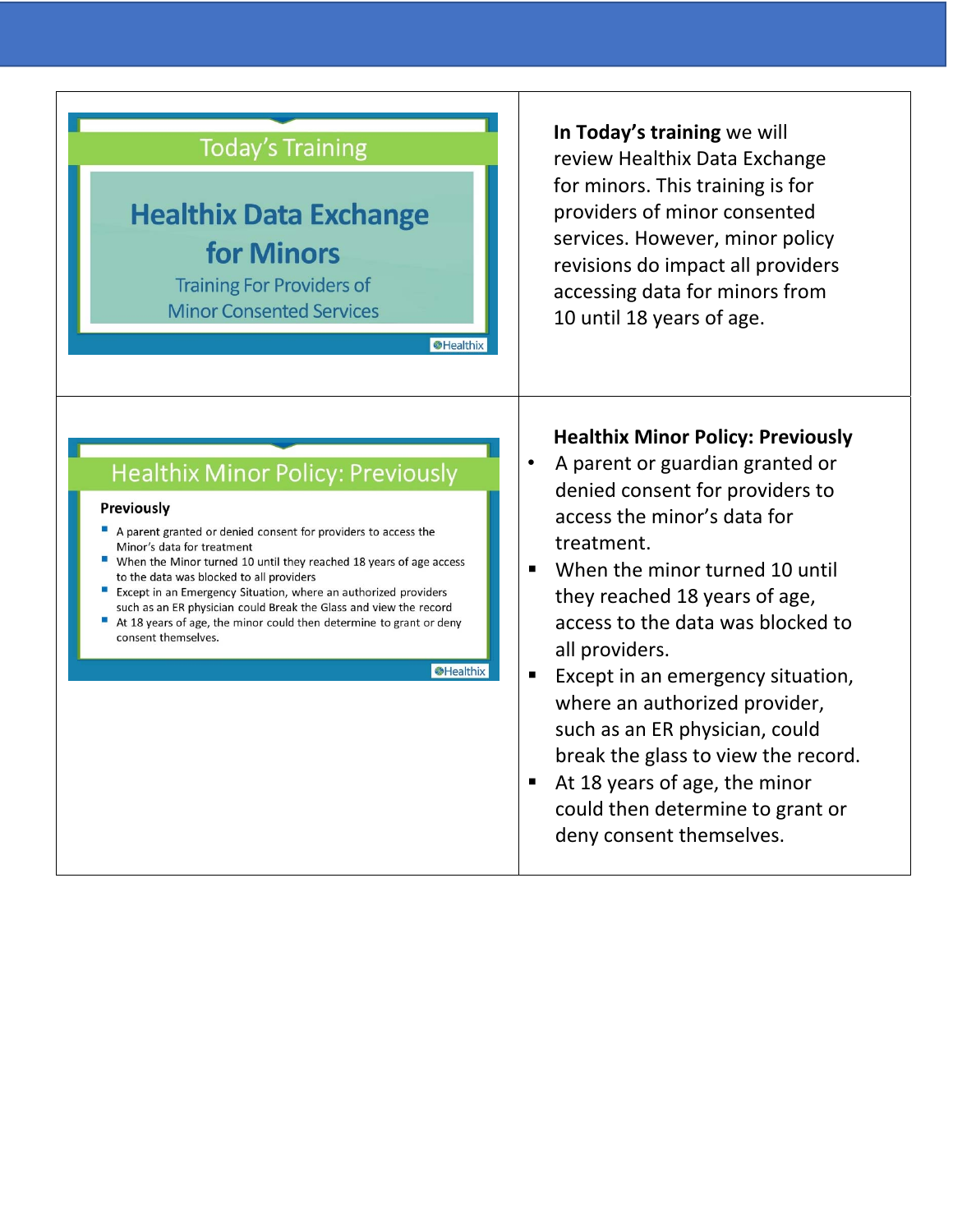| Slide | Notes |
| --- | --- |
| **Today's Training**<br><br>**Healthix Data Exchange for Minors**<br>Training For Providers of Minor Consented Services<br><br>Healthix | **In Today's training** we will review Healthix Data Exchange for minors. This training is for providers of minor consented services. However, minor policy revisions do impact all providers accessing data for minors from 10 until 18 years of age. |
| **Healthix Minor Policy: Previously**<br><br>**Previously**<br>- A parent granted or denied consent for providers to access the Minor's data for treatment<br>- When the Minor turned 10 until they reached 18 years of age access to the data was blocked to all providers<br>- Except in an Emergency Situation, where an authorized providers such as an ER physician could Break the Glass and view the record<br>- At 18 years of age, the minor could then determine to grant or deny consent themselves.<br><br>Healthix | **Healthix Minor Policy: Previously**<br>- A parent or guardian granted or denied consent for providers to access the minor's data for treatment.<br>- When the minor turned 10 until they reached 18 years of age, access to the data was blocked to all providers.<br>- Except in an emergency situation, where an authorized provider, such as an ER physician, could break the glass to view the record.<br>- At 18 years of age, the minor could then determine to grant or deny consent themselves. |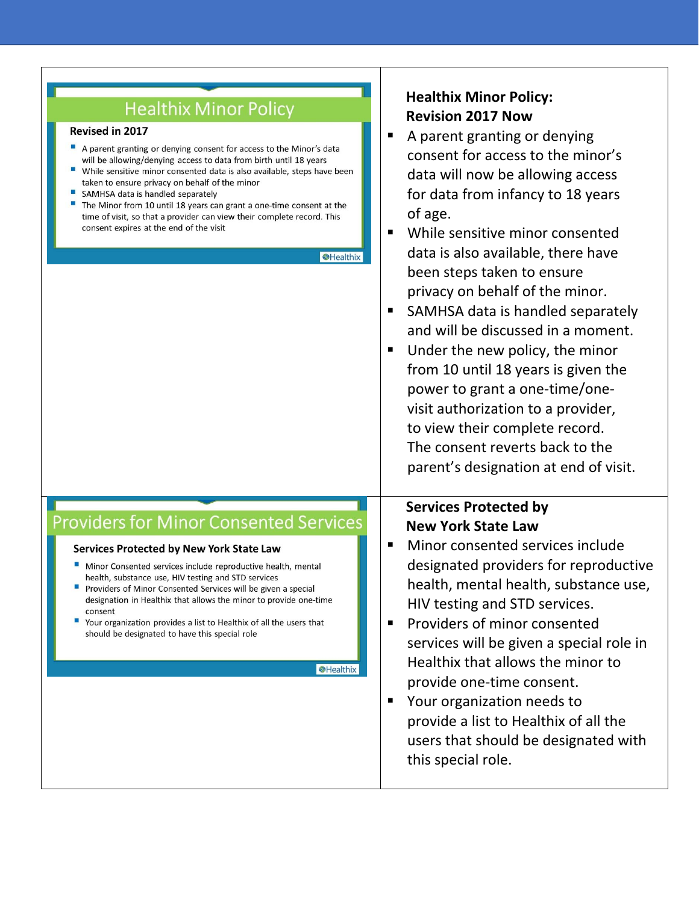| | |
|---|---|
| **Healthix Minor Policy**<br><br>**Revised in 2017**<br><br>▪ A parent granting or denying consent for access to the Minor's data will be allowing/denying access to data from birth until 18 years<br>▪ While sensitive minor consented data is also available, steps have been taken to ensure privacy on behalf of the minor<br>▪ SAMHSA data is handled separately<br>▪ The Minor from 10 until 18 years can grant a one-time consent at the time of visit, so that a provider can view their complete record. This consent expires at the end of the visit<br><br>Healthix | **Healthix Minor Policy: Revision 2017 Now**<br><br>▪ A parent granting or denying consent for access to the minor's data will now be allowing access for data from infancy to 18 years of age.<br>▪ While sensitive minor consented data is also available, there have been steps taken to ensure privacy on behalf of the minor.<br>▪ SAMHSA data is handled separately and will be discussed in a moment.<br>▪ Under the new policy, the minor from 10 until 18 years is given the power to grant a one-time/one-visit authorization to a provider, to view their complete record. The consent reverts back to the parent's designation at end of visit. |
| **Providers for Minor Consented Services**<br><br>**Services Protected by New York State Law**<br><br>▪ Minor Consented services include reproductive health, mental health, substance use, HIV testing and STD services<br>▪ Providers of Minor Consented Services will be given a special designation in Healthix that allows the minor to provide one-time consent<br>▪ Your organization provides a list to Healthix of all the users that should be designated to have this special role<br><br>Healthix | **Services Protected by New York State Law**<br><br>▪ Minor consented services include designated providers for reproductive health, mental health, substance use, HIV testing and STD services.<br>▪ Providers of minor consented services will be given a special role in Healthix that allows the minor to provide one-time consent.<br>▪ Your organization needs to provide a list to Healthix of all the users that should be designated with this special role. |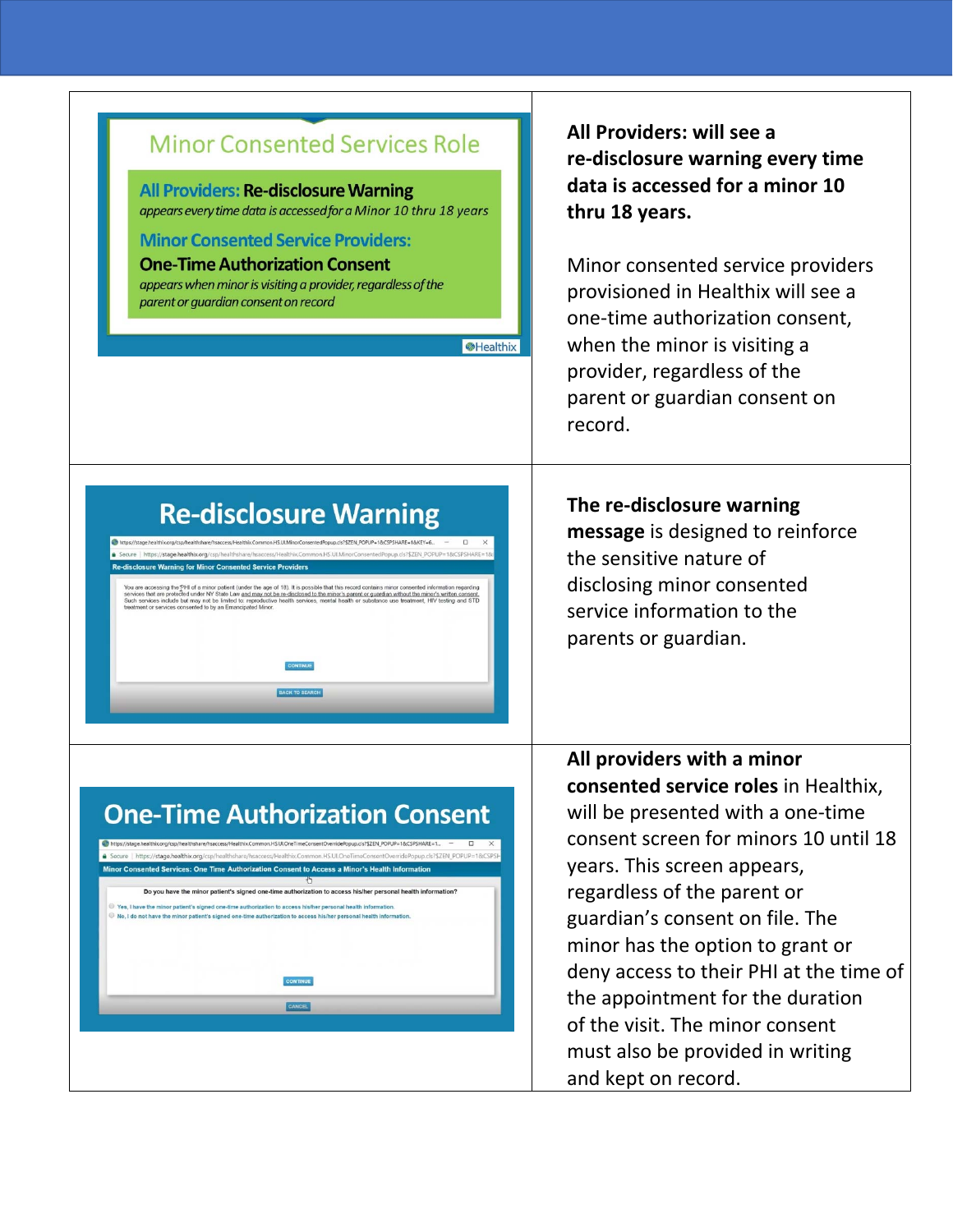| | |
|---|---|
| **Minor Consented Services Role**<br><br>**All Providers: Re-disclosure Warning**<br>*appears every time data is accessed for a Minor 10 thru 18 years*<br><br>**Minor Consented Service Providers: One-Time Authorization Consent**<br>*appears when minor is visiting a provider, regardless of the parent or guardian consent on record*<br><br>Healthix | **All Providers: will see a re-disclosure warning every time data is accessed for a minor 10 thru 18 years.**<br><br>Minor consented service providers provisioned in Healthix will see a one-time authorization consent, when the minor is visiting a provider, regardless of the parent or guardian consent on record. |
| **Re-disclosure Warning**<br><br>Re-disclosure Warning for Minor Consented Service Providers<br><br>You are accessing the PHI of a minor patient (under the age of 18). It is possible that this record contains minor consented information regarding services that are protected under NY State Law and may not be re-disclosed to the minor's parent or guardian without the minor's written consent. Such services include but may not be limited to: reproductive health services, mental health or substance use treatment, HIV testing and STD treatment or services consented to by an Emancipated Minor.<br><br>CONTINUE<br><br>BACK TO SEARCH | **The re-disclosure warning message** is designed to reinforce the sensitive nature of disclosing minor consented service information to the parents or guardian. |
| **One-Time Authorization Consent**<br><br>Minor Consented Services: One Time Authorization Consent to Access a Minor's Health Information<br><br>Do you have the minor patient's signed one-time authorization to access his/her personal health information?<br><br>Yes, I have the minor patient's signed one-time authorization to access his/her personal health information.<br><br>No, I do not have the minor patient's signed one-time authorization to access his/her personal health information.<br><br>CONTINUE<br><br>CANCEL | **All providers with a minor consented service roles** in Healthix, will be presented with a one-time consent screen for minors 10 until 18 years. This screen appears, regardless of the parent or guardian's consent on file. The minor has the option to grant or deny access to their PHI at the time of the appointment for the duration of the visit. The minor consent must also be provided in writing and kept on record. |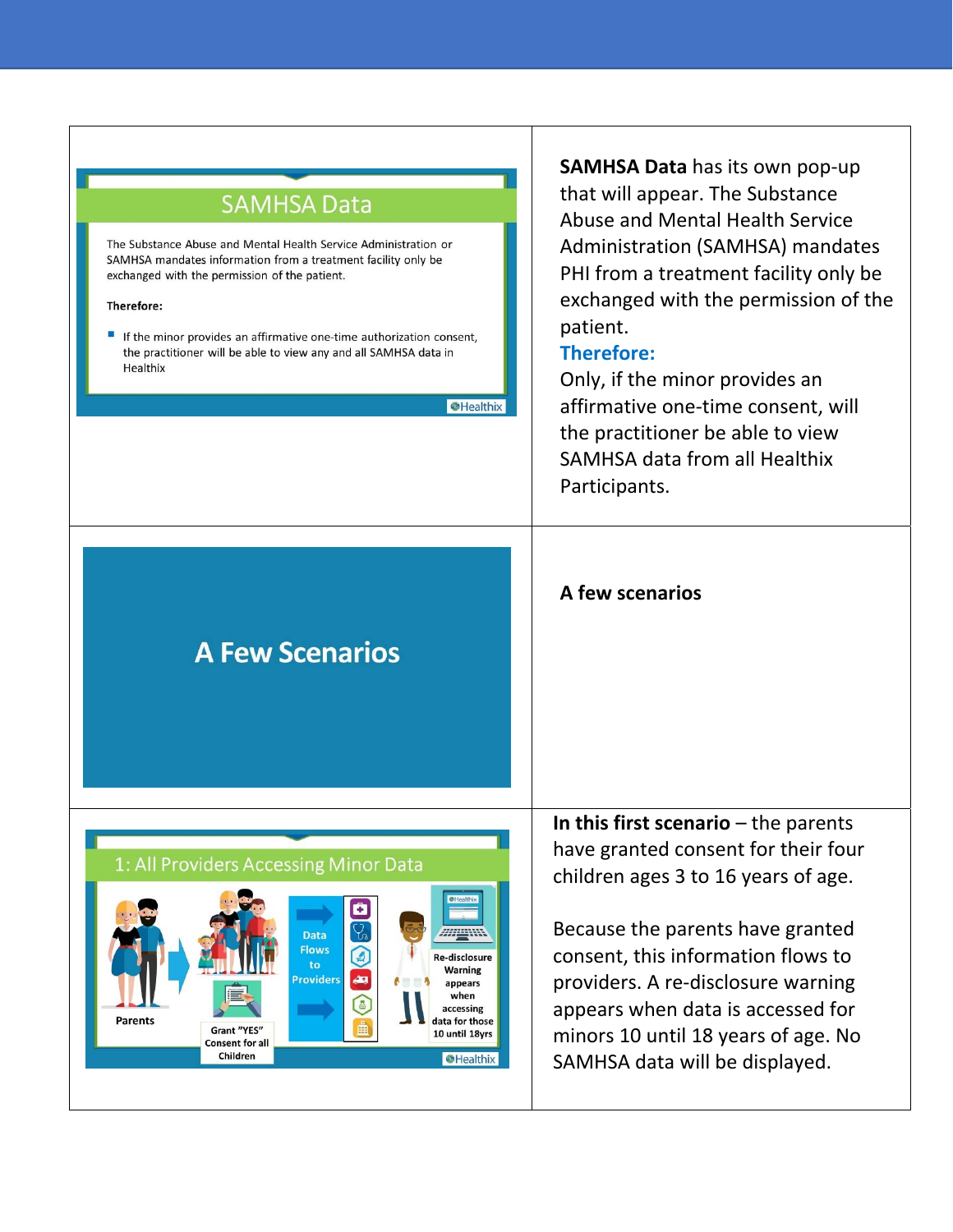| | |
|---|---|
| **SAMHSA Data**<br><br>The Substance Abuse and Mental Health Service Administration or SAMHSA mandates information from a treatment facility only be exchanged with the permission of the patient.<br><br>**Therefore:**<br><br>- If the minor provides an affirmative one-time authorization consent, the practitioner will be able to view any and all SAMHSA data in Healthix | **SAMHSA Data** has its own pop-up that will appear. The Substance Abuse and Mental Health Service Administration (SAMHSA) mandates PHI from a treatment facility only be exchanged with the permission of the patient.<br>**Therefore:**<br>Only, if the minor provides an affirmative one-time consent, will the practitioner be able to view SAMHSA data from all Healthix Participants. |
| **A Few Scenarios** | **A few scenarios** |
| **1: All Providers Accessing Minor Data**<br><br>Parents — Grant "YES" Consent for all Children — Data Flows to Providers — Re-disclosure Warning appears when accessing data for those 10 until 18yrs | **In this first scenario** – the parents have granted consent for their four children ages 3 to 16 years of age.<br><br>Because the parents have granted consent, this information flows to providers. A re-disclosure warning appears when data is accessed for minors 10 until 18 years of age. No SAMHSA data will be displayed. |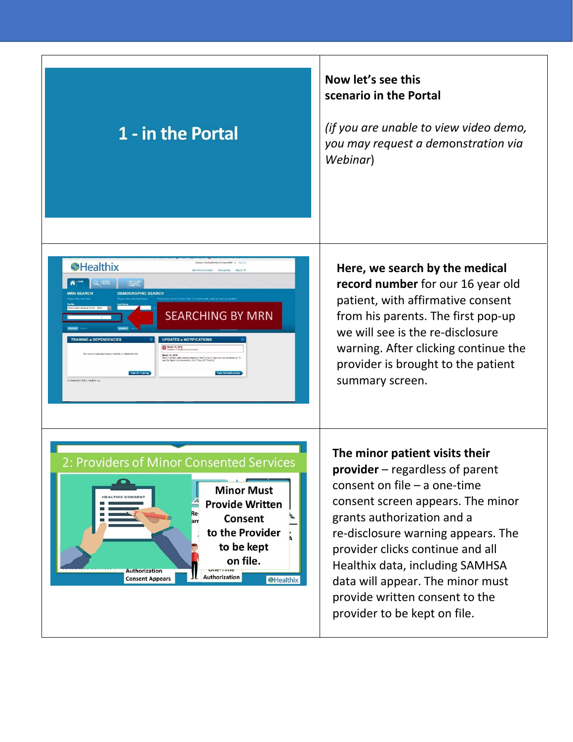| | |
|---|---|
| 1 - in the Portal | **Now let's see this scenario in the Portal**<br><br>*(if you are unable to view video demo, you may request a demonstration via Webinar)* |
| | **Here, we search by the medical record number** for our 16 year old patient, with affirmative consent from his parents. The first pop-up we will see is the re-disclosure warning. After clicking continue the provider is brought to the patient summary screen. |
| | **The minor patient visits their provider** – regardless of parent consent on file – a one-time consent screen appears. The minor grants authorization and a re-disclosure warning appears. The provider clicks continue and all Healthix data, including SAMHSA data will appear. The minor must provide written consent to the provider to be kept on file. |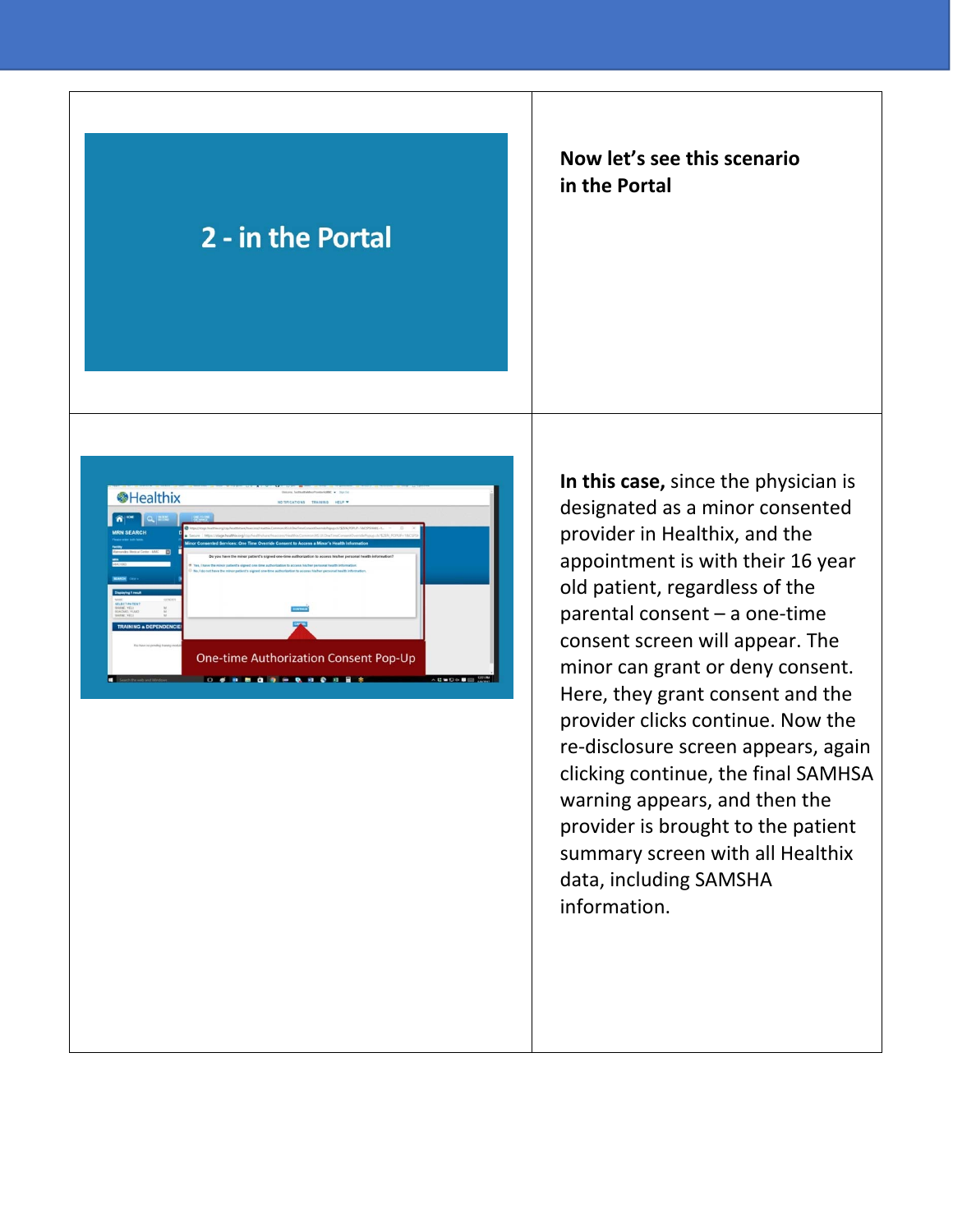| | |
|---|---|
| 2 - in the Portal | **Now let's see this scenario in the Portal** |
| One-time Authorization Consent Pop-Up | **In this case,** since the physician is designated as a minor consented provider in Healthix, and the appointment is with their 16 year old patient, regardless of the parental consent – a one-time consent screen will appear. The minor can grant or deny consent. Here, they grant consent and the provider clicks continue. Now the re-disclosure screen appears, again clicking continue, the final SAMHSA warning appears, and then the provider is brought to the patient summary screen with all Healthix data, including SAMSHA information. |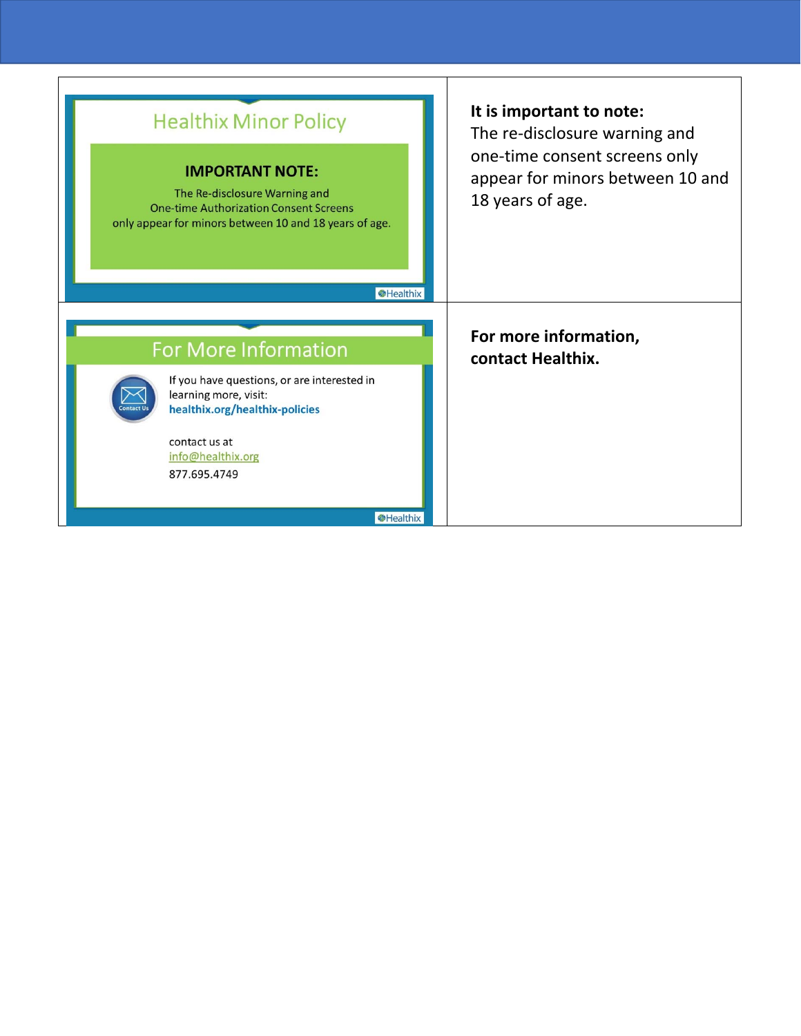| | |
|---|---|
| **Healthix Minor Policy**<br><br>**IMPORTANT NOTE:**<br>The Re-disclosure Warning and One-time Authorization Consent Screens only appear for minors between 10 and 18 years of age.<br><br>Healthix | **It is important to note:**<br>The re-disclosure warning and one-time consent screens only appear for minors between 10 and 18 years of age. |
| **For More Information**<br><br>Contact Us<br>If you have questions, or are interested in learning more, visit:<br>**healthix.org/healthix-policies**<br><br>contact us at<br>info@healthix.org<br>877.695.4749<br><br>Healthix | **For more information, contact Healthix.** |